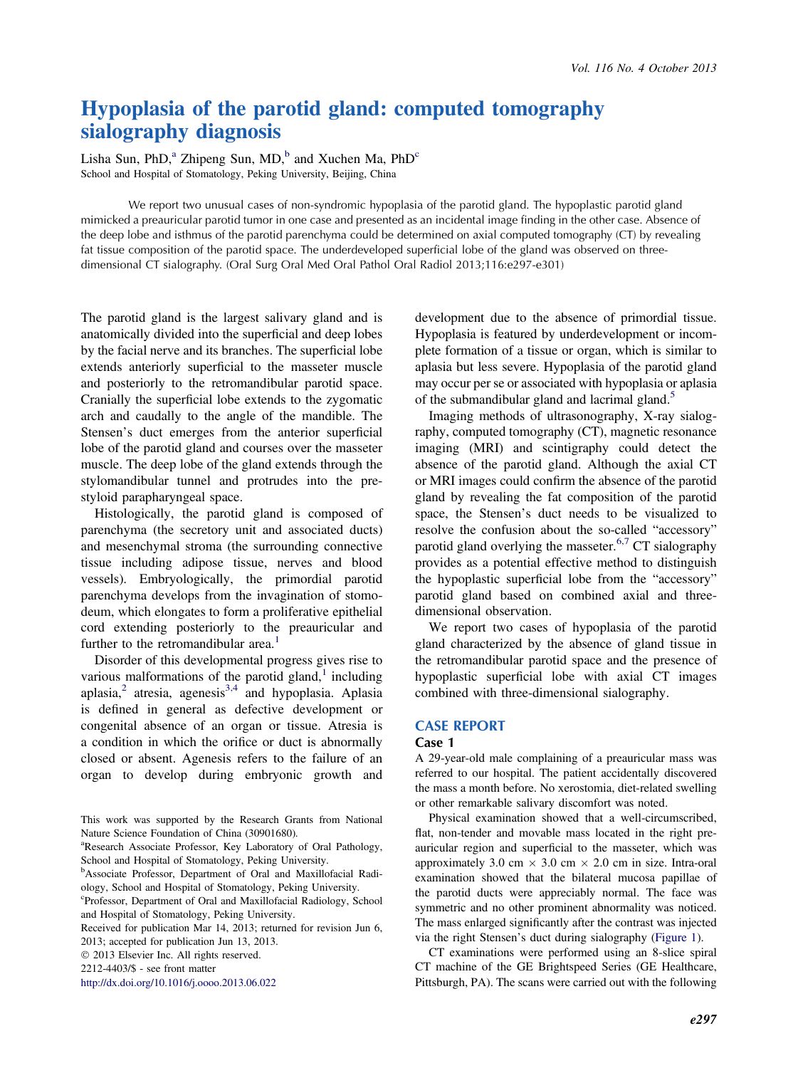# Hypoplasia of the parotid gland: computed tomography sialography diagnosis

Lisha Sun, PhD,[a] Zhipeng Sun, MD,[b] and Xuchen Ma, PhD[c]
School and Hospital of Stomatology, Peking University, Beijing, China

We report two unusual cases of non-syndromic hypoplasia of the parotid gland. The hypoplastic parotid gland mimicked a preauricular parotid tumor in one case and presented as an incidental image finding in the other case. Absence of the deep lobe and isthmus of the parotid parenchyma could be determined on axial computed tomography (CT) by revealing fat tissue composition of the parotid space. The underdeveloped superficial lobe of the gland was observed on three-dimensional CT sialography. (Oral Surg Oral Med Oral Pathol Oral Radiol 2013;116:e297-e301)

The parotid gland is the largest salivary gland and is anatomically divided into the superficial and deep lobes by the facial nerve and its branches. The superficial lobe extends anteriorly superficial to the masseter muscle and posteriorly to the retromandibular parotid space. Cranially the superficial lobe extends to the zygomatic arch and caudally to the angle of the mandible. The Stensen's duct emerges from the anterior superficial lobe of the parotid gland and courses over the masseter muscle. The deep lobe of the gland extends through the stylomandibular tunnel and protrudes into the pre-styloid parapharyngeal space.

Histologically, the parotid gland is composed of parenchyma (the secretory unit and associated ducts) and mesenchymal stroma (the surrounding connective tissue including adipose tissue, nerves and blood vessels). Embryologically, the primordial parotid parenchyma develops from the invagination of stomodeum, which elongates to form a proliferative epithelial cord extending posteriorly to the preauricular and further to the retromandibular area.[1]

Disorder of this developmental progress gives rise to various malformations of the parotid gland,[1] including aplasia,[2] atresia, agenesis[3,4] and hypoplasia. Aplasia is defined in general as defective development or congenital absence of an organ or tissue. Atresia is a condition in which the orifice or duct is abnormally closed or absent. Agenesis refers to the failure of an organ to develop during embryonic growth and development due to the absence of primordial tissue. Hypoplasia is featured by underdevelopment or incomplete formation of a tissue or organ, which is similar to aplasia but less severe. Hypoplasia of the parotid gland may occur per se or associated with hypoplasia or aplasia of the submandibular gland and lacrimal gland.[5]

Imaging methods of ultrasonography, X-ray sialography, computed tomography (CT), magnetic resonance imaging (MRI) and scintigraphy could detect the absence of the parotid gland. Although the axial CT or MRI images could confirm the absence of the parotid gland by revealing the fat composition of the parotid space, the Stensen's duct needs to be visualized to resolve the confusion about the so-called "accessory" parotid gland overlying the masseter.[6,7] CT sialography provides as a potential effective method to distinguish the hypoplastic superficial lobe from the "accessory" parotid gland based on combined axial and three-dimensional observation.

We report two cases of hypoplasia of the parotid gland characterized by the absence of gland tissue in the retromandibular parotid space and the presence of hypoplastic superficial lobe with axial CT images combined with three-dimensional sialography.

## CASE REPORT

### Case 1

A 29-year-old male complaining of a preauricular mass was referred to our hospital. The patient accidentally discovered the mass a month before. No xerostomia, diet-related swelling or other remarkable salivary discomfort was noted.

Physical examination showed that a well-circumscribed, flat, non-tender and movable mass located in the right preauricular region and superficial to the masseter, which was approximately 3.0 cm × 3.0 cm × 2.0 cm in size. Intra-oral examination showed that the bilateral mucosa papillae of the parotid ducts were appreciably normal. The face was symmetric and no other prominent abnormality was noticed. The mass enlarged significantly after the contrast was injected via the right Stensen's duct during sialography (Figure 1).

CT examinations were performed using an 8-slice spiral CT machine of the GE Brightspeed Series (GE Healthcare, Pittsburgh, PA). The scans were carried out with the following

This work was supported by the Research Grants from National Nature Science Foundation of China (30901680).

[a]Research Associate Professor, Key Laboratory of Oral Pathology, School and Hospital of Stomatology, Peking University.

[b]Associate Professor, Department of Oral and Maxillofacial Radiology, School and Hospital of Stomatology, Peking University.

[c]Professor, Department of Oral and Maxillofacial Radiology, School and Hospital of Stomatology, Peking University.

Received for publication Mar 14, 2013; returned for revision Jun 6, 2013; accepted for publication Jun 13, 2013.

© 2013 Elsevier Inc. All rights reserved.

2212-4403/$ - see front matter

http://dx.doi.org/10.1016/j.oooo.2013.06.022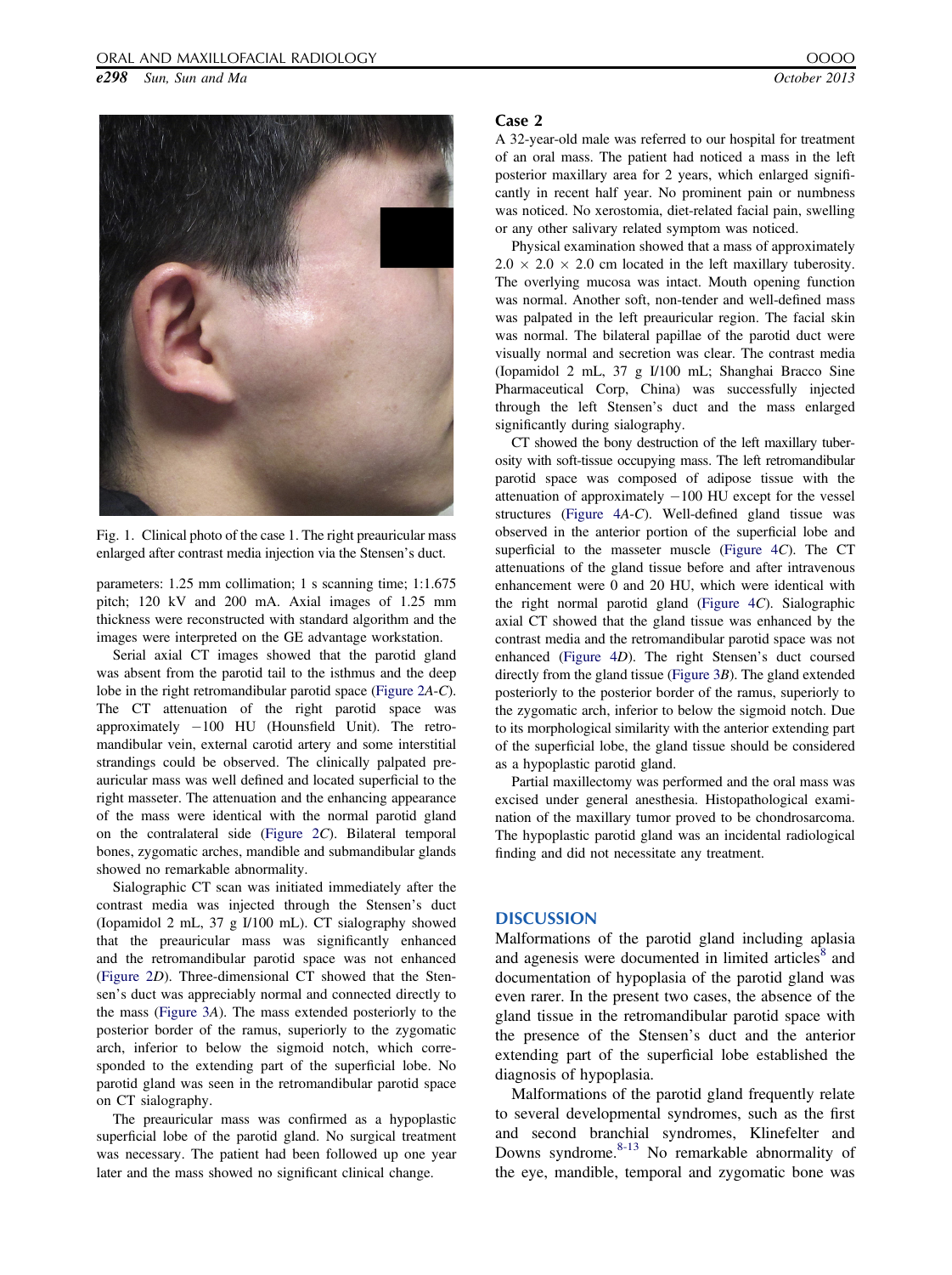Fig. 1. Clinical photo of the case 1. The right preauricular mass enlarged after contrast media injection via the Stensen's duct.

parameters: 1.25 mm collimation; 1 s scanning time; 1:1.675 pitch; 120 kV and 200 mA. Axial images of 1.25 mm thickness were reconstructed with standard algorithm and the images were interpreted on the GE advantage workstation.

Serial axial CT images showed that the parotid gland was absent from the parotid tail to the isthmus and the deep lobe in the right retromandibular parotid space (Figure 2A-C). The CT attenuation of the right parotid space was approximately −100 HU (Hounsfield Unit). The retromandibular vein, external carotid artery and some interstitial strandings could be observed. The clinically palpated preauricular mass was well defined and located superficial to the right masseter. The attenuation and the enhancing appearance of the mass were identical with the normal parotid gland on the contralateral side (Figure 2C). Bilateral temporal bones, zygomatic arches, mandible and submandibular glands showed no remarkable abnormality.

Sialographic CT scan was initiated immediately after the contrast media was injected through the Stensen's duct (Iopamidol 2 mL, 37 g I/100 mL). CT sialography showed that the preauricular mass was significantly enhanced and the retromandibular parotid space was not enhanced (Figure 2D). Three-dimensional CT showed that the Stensen's duct was appreciably normal and connected directly to the mass (Figure 3A). The mass extended posteriorly to the posterior border of the ramus, superiorly to the zygomatic arch, inferior to below the sigmoid notch, which corresponded to the extending part of the superficial lobe. No parotid gland was seen in the retromandibular parotid space on CT sialography.

The preauricular mass was confirmed as a hypoplastic superficial lobe of the parotid gland. No surgical treatment was necessary. The patient had been followed up one year later and the mass showed no significant clinical change.

### Case 2

A 32-year-old male was referred to our hospital for treatment of an oral mass. The patient had noticed a mass in the left posterior maxillary area for 2 years, which enlarged significantly in recent half year. No prominent pain or numbness was noticed. No xerostomia, diet-related facial pain, swelling or any other salivary related symptom was noticed.

Physical examination showed that a mass of approximately 2.0 × 2.0 × 2.0 cm located in the left maxillary tuberosity. The overlying mucosa was intact. Mouth opening function was normal. Another soft, non-tender and well-defined mass was palpated in the left preauricular region. The facial skin was normal. The bilateral papillae of the parotid duct were visually normal and secretion was clear. The contrast media (Iopamidol 2 mL, 37 g I/100 mL; Shanghai Bracco Sine Pharmaceutical Corp, China) was successfully injected through the left Stensen's duct and the mass enlarged significantly during sialography.

CT showed the bony destruction of the left maxillary tuberosity with soft-tissue occupying mass. The left retromandibular parotid space was composed of adipose tissue with the attenuation of approximately −100 HU except for the vessel structures (Figure 4A-C). Well-defined gland tissue was observed in the anterior portion of the superficial lobe and superficial to the masseter muscle (Figure 4C). The CT attenuations of the gland tissue before and after intravenous enhancement were 0 and 20 HU, which were identical with the right normal parotid gland (Figure 4C). Sialographic axial CT showed that the gland tissue was enhanced by the contrast media and the retromandibular parotid space was not enhanced (Figure 4D). The right Stensen's duct coursed directly from the gland tissue (Figure 3B). The gland extended posteriorly to the posterior border of the ramus, superiorly to the zygomatic arch, inferior to below the sigmoid notch. Due to its morphological similarity with the anterior extending part of the superficial lobe, the gland tissue should be considered as a hypoplastic parotid gland.

Partial maxillectomy was performed and the oral mass was excised under general anesthesia. Histopathological examination of the maxillary tumor proved to be chondrosarcoma. The hypoplastic parotid gland was an incidental radiological finding and did not necessitate any treatment.

## DISCUSSION

Malformations of the parotid gland including aplasia and agenesis were documented in limited articles[8] and documentation of hypoplasia of the parotid gland was even rarer. In the present two cases, the absence of the gland tissue in the retromandibular parotid space with the presence of the Stensen's duct and the anterior extending part of the superficial lobe established the diagnosis of hypoplasia.

Malformations of the parotid gland frequently relate to several developmental syndromes, such as the first and second branchial syndromes, Klinefelter and Downs syndrome.[8-13] No remarkable abnormality of the eye, mandible, temporal and zygomatic bone was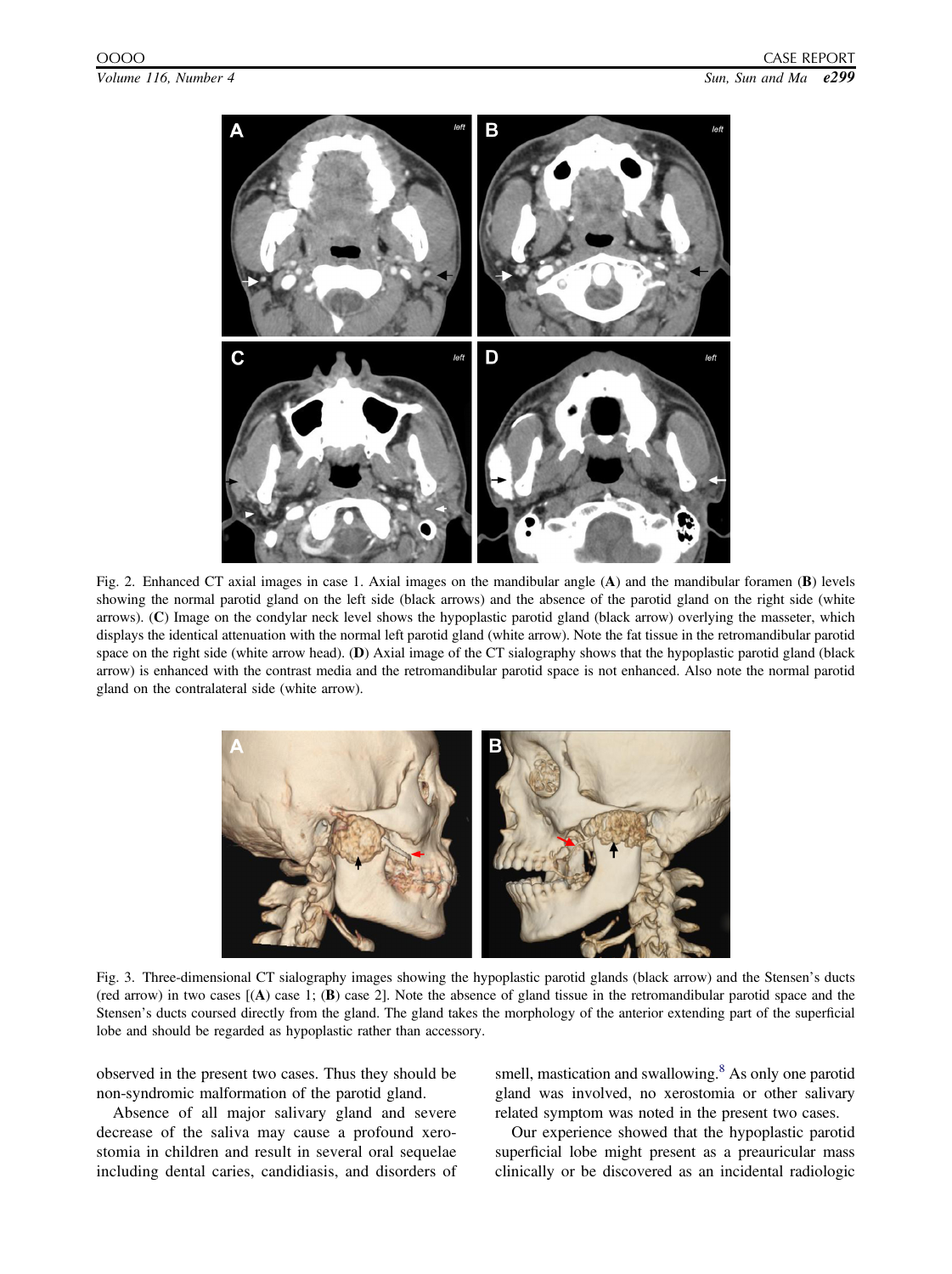Fig. 2. Enhanced CT axial images in case 1. Axial images on the mandibular angle (**A**) and the mandibular foramen (**B**) levels showing the normal parotid gland on the left side (black arrows) and the absence of the parotid gland on the right side (white arrows). (**C**) Image on the condylar neck level shows the hypoplastic parotid gland (black arrow) overlying the masseter, which displays the identical attenuation with the normal left parotid gland (white arrow). Note the fat tissue in the retromandibular parotid space on the right side (white arrow head). (**D**) Axial image of the CT sialography shows that the hypoplastic parotid gland (black arrow) is enhanced with the contrast media and the retromandibular parotid space is not enhanced. Also note the normal parotid gland on the contralateral side (white arrow).

Fig. 3. Three-dimensional CT sialography images showing the hypoplastic parotid glands (black arrow) and the Stensen's ducts (red arrow) in two cases [(**A**) case 1; (**B**) case 2]. Note the absence of gland tissue in the retromandibular parotid space and the Stensen's ducts coursed directly from the gland. The gland takes the morphology of the anterior extending part of the superficial lobe and should be regarded as hypoplastic rather than accessory.

observed in the present two cases. Thus they should be non-syndromic malformation of the parotid gland.

Absence of all major salivary gland and severe decrease of the saliva may cause a profound xerostomia in children and result in several oral sequelae including dental caries, candidiasis, and disorders of smell, mastication and swallowing.[8] As only one parotid gland was involved, no xerostomia or other salivary related symptom was noted in the present two cases.

Our experience showed that the hypoplastic parotid superficial lobe might present as a preauricular mass clinically or be discovered as an incidental radiologic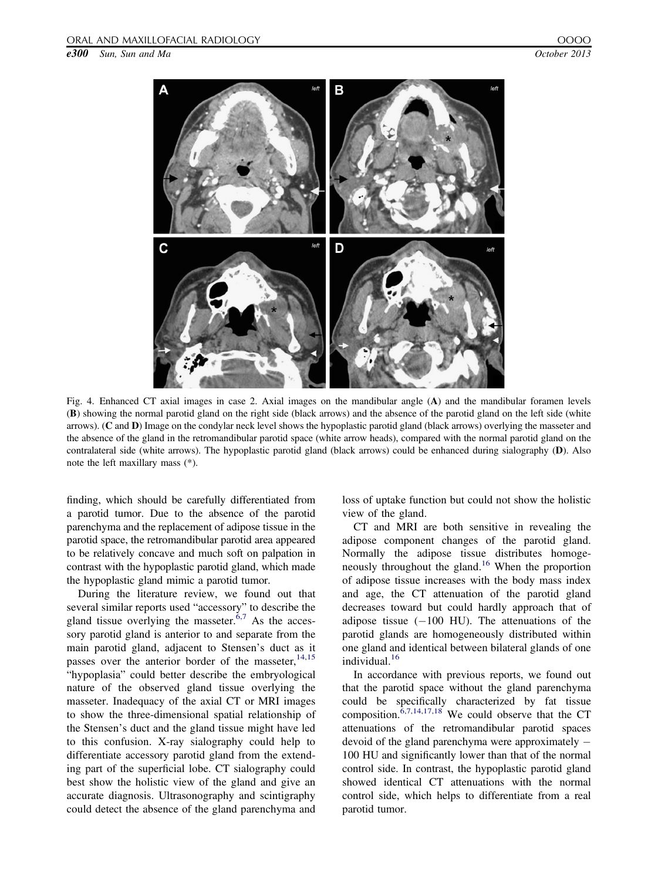Fig. 4. Enhanced CT axial images in case 2. Axial images on the mandibular angle (**A**) and the mandibular foramen levels (**B**) showing the normal parotid gland on the right side (black arrows) and the absence of the parotid gland on the left side (white arrows). (**C** and **D**) Image on the condylar neck level shows the hypoplastic parotid gland (black arrows) overlying the masseter and the absence of the gland in the retromandibular parotid space (white arrow heads), compared with the normal parotid gland on the contralateral side (white arrows). The hypoplastic parotid gland (black arrows) could be enhanced during sialography (**D**). Also note the left maxillary mass (*).

finding, which should be carefully differentiated from a parotid tumor. Due to the absence of the parotid parenchyma and the replacement of adipose tissue in the parotid space, the retromandibular parotid area appeared to be relatively concave and much soft on palpation in contrast with the hypoplastic parotid gland, which made the hypoplastic gland mimic a parotid tumor.

During the literature review, we found out that several similar reports used "accessory" to describe the gland tissue overlying the masseter.[6,7] As the accessory parotid gland is anterior to and separate from the main parotid gland, adjacent to Stensen's duct as it passes over the anterior border of the masseter,[14,15] "hypoplasia" could better describe the embryological nature of the observed gland tissue overlying the masseter. Inadequacy of the axial CT or MRI images to show the three-dimensional spatial relationship of the Stensen's duct and the gland tissue might have led to this confusion. X-ray sialography could help to differentiate accessory parotid gland from the extending part of the superficial lobe. CT sialography could best show the holistic view of the gland and give an accurate diagnosis. Ultrasonography and scintigraphy could detect the absence of the gland parenchyma and loss of uptake function but could not show the holistic view of the gland.

CT and MRI are both sensitive in revealing the adipose component changes of the parotid gland. Normally the adipose tissue distributes homogeneously throughout the gland.[16] When the proportion of adipose tissue increases with the body mass index and age, the CT attenuation of the parotid gland decreases toward but could hardly approach that of adipose tissue (−100 HU). The attenuations of the parotid glands are homogeneously distributed within one gland and identical between bilateral glands of one individual.[16]

In accordance with previous reports, we found out that the parotid space without the gland parenchyma could be specifically characterized by fat tissue composition.[6,7,14,17,18] We could observe that the CT attenuations of the retromandibular parotid spaces devoid of the gland parenchyma were approximately −100 HU and significantly lower than that of the normal control side. In contrast, the hypoplastic parotid gland showed identical CT attenuations with the normal control side, which helps to differentiate from a real parotid tumor.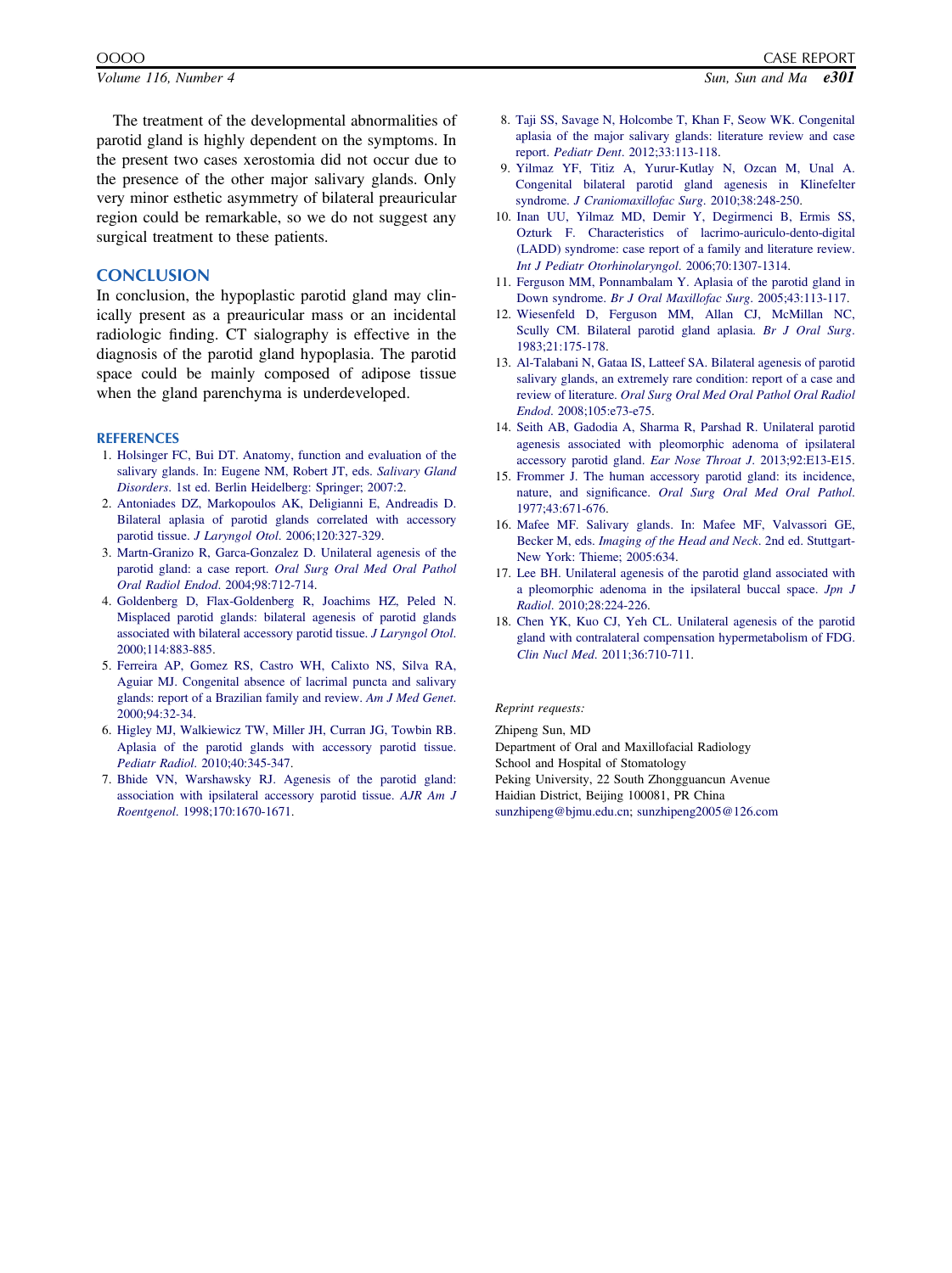The treatment of the developmental abnormalities of parotid gland is highly dependent on the symptoms. In the present two cases xerostomia did not occur due to the presence of the other major salivary glands. Only very minor esthetic asymmetry of bilateral preauricular region could be remarkable, so we do not suggest any surgical treatment to these patients.

## CONCLUSION

In conclusion, the hypoplastic parotid gland may clinically present as a preauricular mass or an incidental radiologic finding. CT sialography is effective in the diagnosis of the parotid gland hypoplasia. The parotid space could be mainly composed of adipose tissue when the gland parenchyma is underdeveloped.

## REFERENCES

1. Holsinger FC, Bui DT. Anatomy, function and evaluation of the salivary glands. In: Eugene NM, Robert JT, eds. *Salivary Gland Disorders*. 1st ed. Berlin Heidelberg: Springer; 2007:2.
2. Antoniades DZ, Markopoulos AK, Deligianni E, Andreadis D. Bilateral aplasia of parotid glands correlated with accessory parotid tissue. *J Laryngol Otol*. 2006;120:327-329.
3. Martn-Granizo R, Garca-Gonzalez D. Unilateral agenesis of the parotid gland: a case report. *Oral Surg Oral Med Oral Pathol Oral Radiol Endod*. 2004;98:712-714.
4. Goldenberg D, Flax-Goldenberg R, Joachims HZ, Peled N. Misplaced parotid glands: bilateral agenesis of parotid glands associated with bilateral accessory parotid tissue. *J Laryngol Otol*. 2000;114:883-885.
5. Ferreira AP, Gomez RS, Castro WH, Calixto NS, Silva RA, Aguiar MJ. Congenital absence of lacrimal puncta and salivary glands: report of a Brazilian family and review. *Am J Med Genet*. 2000;94:32-34.
6. Higley MJ, Walkiewicz TW, Miller JH, Curran JG, Towbin RB. Aplasia of the parotid glands with accessory parotid tissue. *Pediatr Radiol*. 2010;40:345-347.
7. Bhide VN, Warshawsky RJ. Agenesis of the parotid gland: association with ipsilateral accessory parotid tissue. *AJR Am J Roentgenol*. 1998;170:1670-1671.
8. Taji SS, Savage N, Holcombe T, Khan F, Seow WK. Congenital aplasia of the major salivary glands: literature review and case report. *Pediatr Dent*. 2012;33:113-118.
9. Yilmaz YF, Titiz A, Yurur-Kutlay N, Ozcan M, Unal A. Congenital bilateral parotid gland agenesis in Klinefelter syndrome. *J Craniomaxillofac Surg*. 2010;38:248-250.
10. Inan UU, Yilmaz MD, Demir Y, Degirmenci B, Ermis SS, Ozturk F. Characteristics of lacrimo-auriculo-dento-digital (LADD) syndrome: case report of a family and literature review. *Int J Pediatr Otorhinolaryngol*. 2006;70:1307-1314.
11. Ferguson MM, Ponnambalam Y. Aplasia of the parotid gland in Down syndrome. *Br J Oral Maxillofac Surg*. 2005;43:113-117.
12. Wiesenfeld D, Ferguson MM, Allan CJ, McMillan NC, Scully CM. Bilateral parotid gland aplasia. *Br J Oral Surg*. 1983;21:175-178.
13. Al-Talabani N, Gataa IS, Latteef SA. Bilateral agenesis of parotid salivary glands, an extremely rare condition: report of a case and review of literature. *Oral Surg Oral Med Oral Pathol Oral Radiol Endod*. 2008;105:e73-e75.
14. Seith AB, Gadodia A, Sharma R, Parshad R. Unilateral parotid agenesis associated with pleomorphic adenoma of ipsilateral accessory parotid gland. *Ear Nose Throat J*. 2013;92:E13-E15.
15. Frommer J. The human accessory parotid gland: its incidence, nature, and significance. *Oral Surg Oral Med Oral Pathol*. 1977;43:671-676.
16. Mafee MF. Salivary glands. In: Mafee MF, Valvassori GE, Becker M, eds. *Imaging of the Head and Neck*. 2nd ed. Stuttgart-New York: Thieme; 2005:634.
17. Lee BH. Unilateral agenesis of the parotid gland associated with a pleomorphic adenoma in the ipsilateral buccal space. *Jpn J Radiol*. 2010;28:224-226.
18. Chen YK, Kuo CJ, Yeh CL. Unilateral agenesis of the parotid gland with contralateral compensation hypermetabolism of FDG. *Clin Nucl Med*. 2011;36:710-711.

*Reprint requests:*

Zhipeng Sun, MD
Department of Oral and Maxillofacial Radiology
School and Hospital of Stomatology
Peking University, 22 South Zhongguancun Avenue
Haidian District, Beijing 100081, PR China
sunzhipeng@bjmu.edu.cn; sunzhipeng2005@126.com